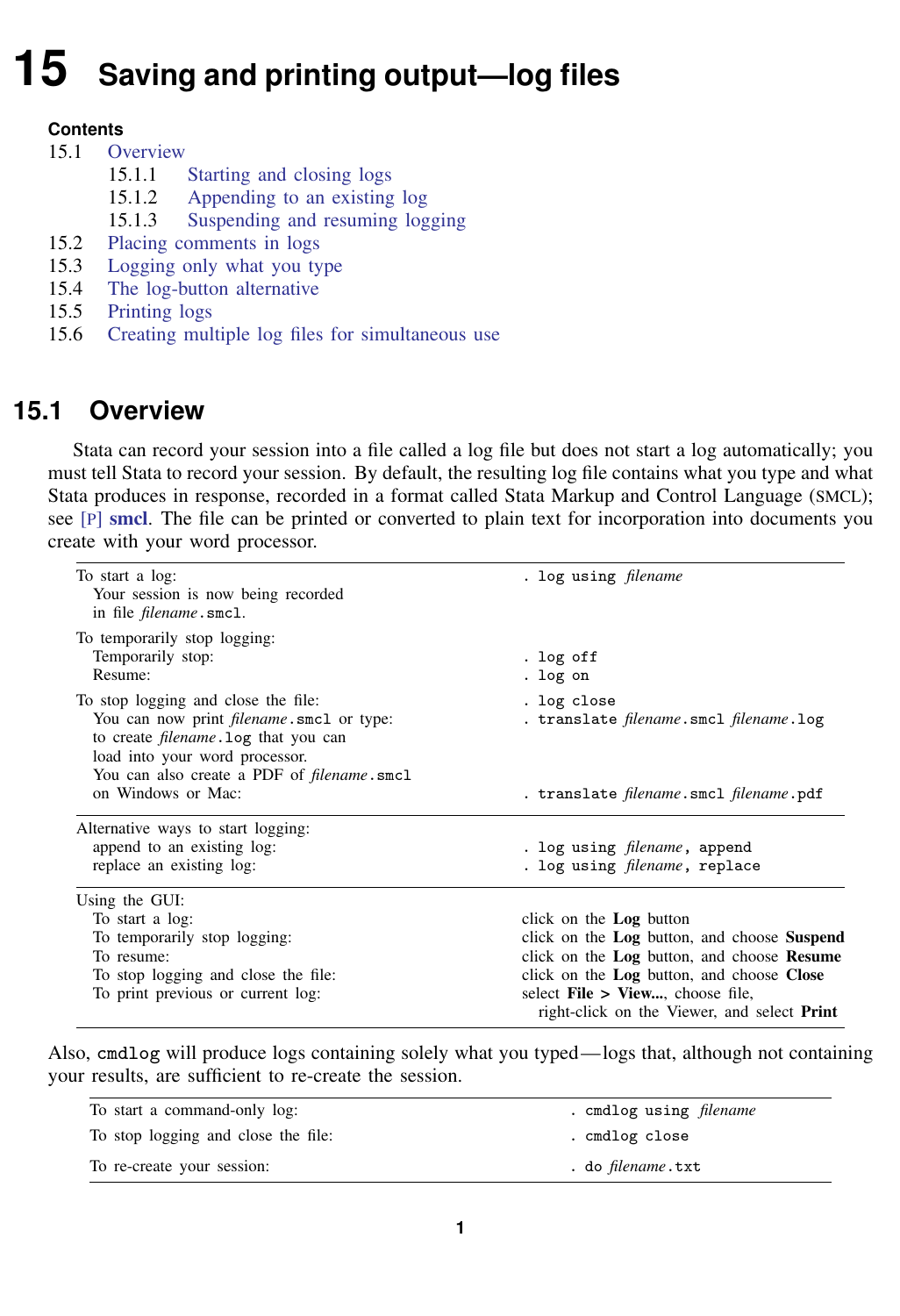# 15 Saving and printing output—log files

**Contents**

15.1 Overview
  15.1.1 Starting and closing logs
  15.1.2 Appending to an existing log
  15.1.3 Suspending and resuming logging
15.2 Placing comments in logs
15.3 Logging only what you type
15.4 The log-button alternative
15.5 Printing logs
15.6 Creating multiple log files for simultaneous use

## 15.1 Overview

Stata can record your session into a file called a log file but does not start a log automatically; you must tell Stata to record your session. By default, the resulting log file contains what you type and what Stata produces in response, recorded in a format called Stata Markup and Control Language (SMCL); see [P] **smcl**. The file can be printed or converted to plain text for incorporation into documents you create with your word processor.

| | |
|---|---|
| To start a log: Your session is now being recorded in file *filename*`.smcl`. | `. log using` *filename* |
| To temporarily stop logging: | |
| Temporarily stop: | `. log off` |
| Resume: | `. log on` |
| To stop logging and close the file: | `. log close` |
| You can now print *filename*`.smcl` or type: to create *filename*`.log` that you can load into your word processor. | `. translate` *filename*`.smcl` *filename*`.log` |
| You can also create a PDF of *filename*`.smcl` on Windows or Mac: | `. translate` *filename*`.smcl` *filename*`.pdf` |
| Alternative ways to start logging: | |
| append to an existing log: | `. log using` *filename*`, append` |
| replace an existing log: | `. log using` *filename*`, replace` |
| Using the GUI: | |
| To start a log: | click on the **Log** button |
| To temporarily stop logging: | click on the **Log** button, and choose **Suspend** |
| To resume: | click on the **Log** button, and choose **Resume** |
| To stop logging and close the file: | click on the **Log** button, and choose **Close** |
| To print previous or current log: | select **File > View...**, choose file, right-click on the Viewer, and select **Print** |

Also, `cmdlog` will produce logs containing solely what you typed—logs that, although not containing your results, are sufficient to re-create the session.

| | |
|---|---|
| To start a command-only log: | `. cmdlog using` *filename* |
| To stop logging and close the file: | `. cmdlog close` |
| To re-create your session: | `. do` *filename*`.txt` |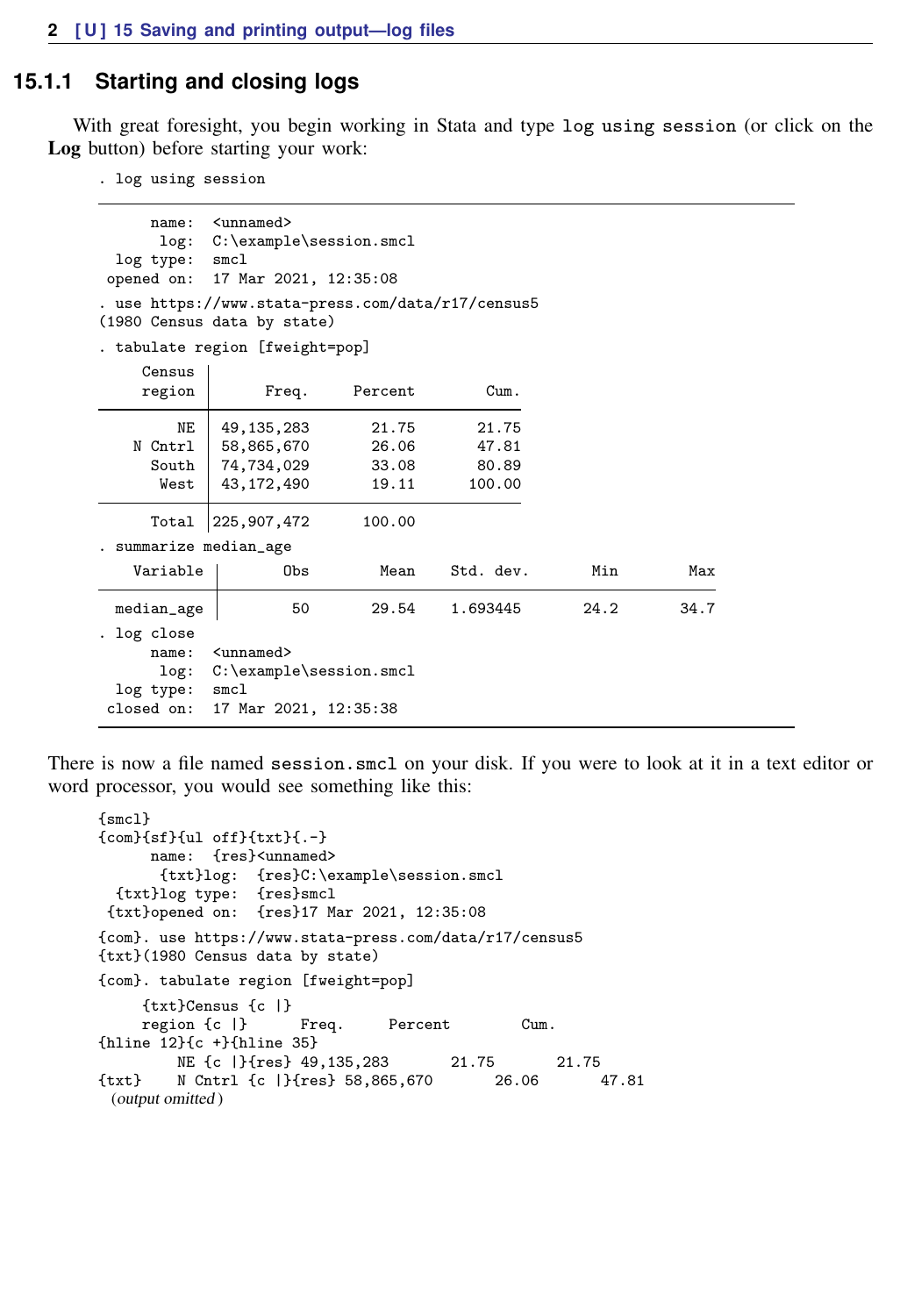### 15.1.1 Starting and closing logs

With great foresight, you begin working in Stata and type `log using session` (or click on the **Log** button) before starting your work:

```
. log using session
─────────────────────────────────────────────────────────────────────────
      name:  <unnamed>
       log:  C:\example\session.smcl
  log type:  smcl
 opened on:  17 Mar 2021, 12:35:08
. use https://www.stata-press.com/data/r17/census5
(1980 Census data by state)
. tabulate region [fweight=pop]
     Census │
     region │      Freq.     Percent        Cum.
────────────┼───────────────────────────────────
         NE │ 49,135,283       21.75       21.75
    N Cntrl │ 58,865,670       26.06       47.81
      South │ 74,734,029       33.08       80.89
       West │ 43,172,490       19.11      100.00
────────────┼───────────────────────────────────
      Total │225,907,472      100.00
. summarize median_age
    Variable │        Obs        Mean    Std. dev.       Min        Max
─────────────┼─────────────────────────────────────────────────────────
  median_age │         50       29.54    1.693445       24.2       34.7
. log close
      name:  <unnamed>
       log:  C:\example\session.smcl
  log type:  smcl
 closed on:  17 Mar 2021, 12:35:38
─────────────────────────────────────────────────────────────────────────
```

There is now a file named `session.smcl` on your disk. If you were to look at it in a text editor or word processor, you would see something like this:

```
{smcl}
{com}{sf}{ul off}{txt}{.-}
      name:  {res}<unnamed>
       {txt}log:  {res}C:\example\session.smcl
  {txt}log type:  {res}smcl
 {txt}opened on:  {res}17 Mar 2021, 12:35:08
{com}. use https://www.stata-press.com/data/r17/census5
{txt}(1980 Census data by state)
{com}. tabulate region [fweight=pop]
     {txt}Census {c |}
     region {c |}      Freq.     Percent        Cum.
{hline 12}{c +}{hline 35}
         NE {c |}{res} 49,135,283       21.75       21.75
{txt}    N Cntrl {c |}{res} 58,865,670       26.06       47.81
  (output omitted)
```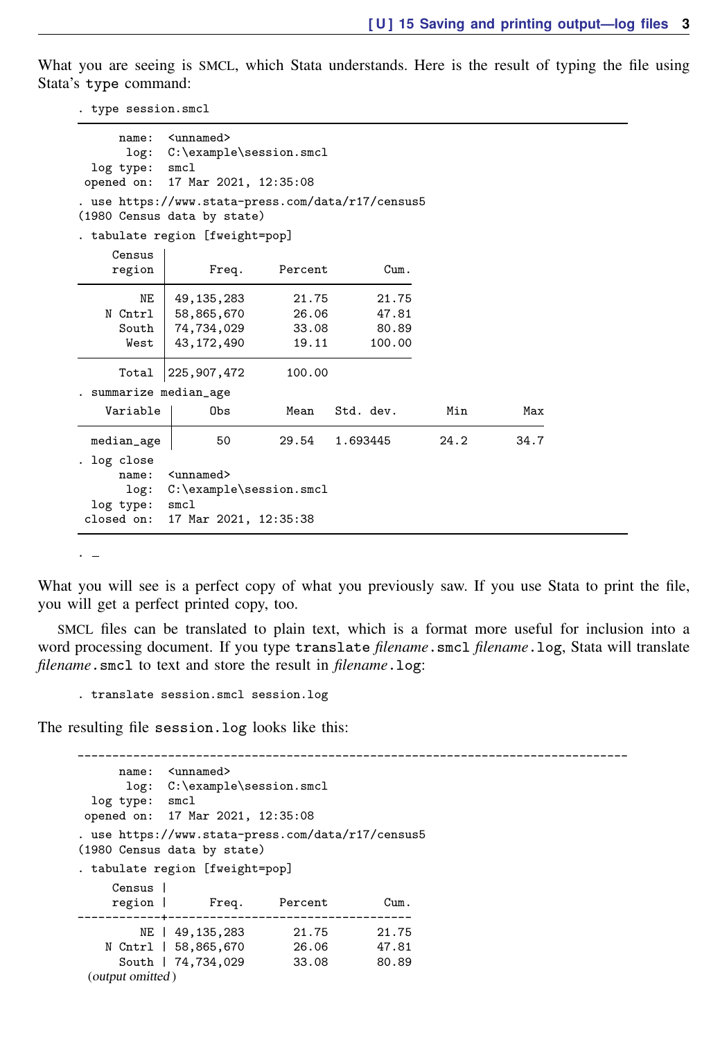What you are seeing is SMCL, which Stata understands. Here is the result of typing the file using Stata's `type` command:

```
. type session.smcl
--------------------------------------------------------------------------------
      name:  <unnamed>
       log:  C:\example\session.smcl
  log type:  smcl
 opened on:  17 Mar 2021, 12:35:08

. use https://www.stata-press.com/data/r17/census5
(1980 Census data by state)

. tabulate region [fweight=pop]

     Census |
     region |      Freq.     Percent        Cum.
------------+-----------------------------------
         NE | 49,135,283       21.75       21.75
    N Cntrl | 58,865,670       26.06       47.81
      South | 74,734,029       33.08       80.89
       West | 43,172,490       19.11      100.00
------------+-----------------------------------
      Total |225,907,472      100.00

. summarize median_age

    Variable |        Obs        Mean    Std. dev.       Min        Max
-------------+---------------------------------------------------------
  median_age |         50       29.54    1.693445       24.2       34.7

. log close
      name:  <unnamed>
       log:  C:\example\session.smcl
  log type:  smcl
 closed on:  17 Mar 2021, 12:35:38
--------------------------------------------------------------------------------

. _
```

What you will see is a perfect copy of what you previously saw. If you use Stata to print the file, you will get a perfect printed copy, too.

SMCL files can be translated to plain text, which is a format more useful for inclusion into a word processing document. If you type `translate` *filename*`.smcl` *filename*`.log`, Stata will translate *filename*`.smcl` to text and store the result in *filename*`.log`:

```
. translate session.smcl session.log
```

The resulting file `session.log` looks like this:

```
--------------------------------------------------------------------------------
      name:  <unnamed>
       log:  C:\example\session.smcl
  log type:  smcl
 opened on:  17 Mar 2021, 12:35:08

. use https://www.stata-press.com/data/r17/census5
(1980 Census data by state)

. tabulate region [fweight=pop]

     Census |
     region |      Freq.     Percent        Cum.
------------+-----------------------------------
         NE | 49,135,283       21.75       21.75
    N Cntrl | 58,865,670       26.06       47.81
      South | 74,734,029       33.08       80.89
  (output omitted)
```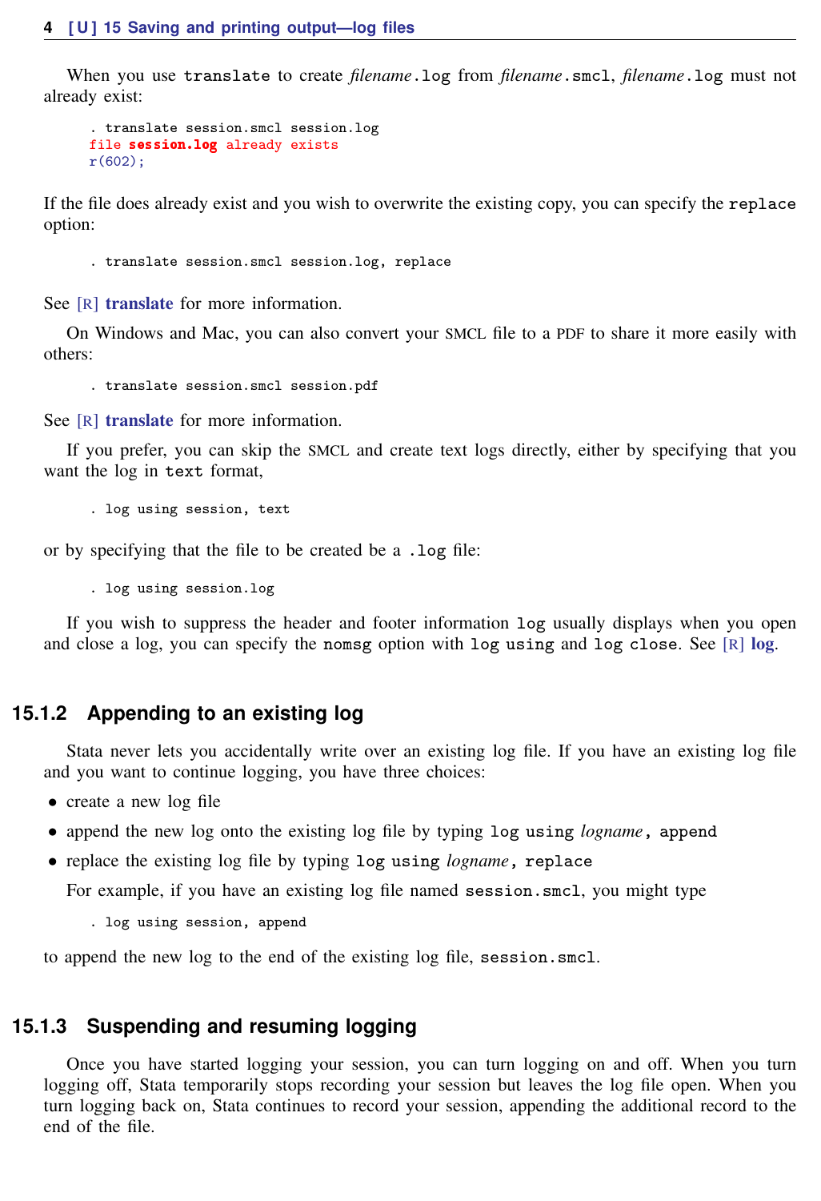When you use `translate` to create *filename*`.log` from *filename*`.smcl`, *filename*`.log` must not already exist:

```
. translate session.smcl session.log
file session.log already exists
r(602);
```

If the file does already exist and you wish to overwrite the existing copy, you can specify the `replace` option:

```
. translate session.smcl session.log, replace
```

See [R] **translate** for more information.

On Windows and Mac, you can also convert your SMCL file to a PDF to share it more easily with others:

```
. translate session.smcl session.pdf
```

See [R] **translate** for more information.

If you prefer, you can skip the SMCL and create text logs directly, either by specifying that you want the log in `text` format,

```
. log using session, text
```

or by specifying that the file to be created be a `.log` file:

```
. log using session.log
```

If you wish to suppress the header and footer information `log` usually displays when you open and close a log, you can specify the `nomsg` option with `log using` and `log close`. See [R] **log**.

### 15.1.2 Appending to an existing log

Stata never lets you accidentally write over an existing log file. If you have an existing log file and you want to continue logging, you have three choices:

- create a new log file
- append the new log onto the existing log file by typing `log using` *logname*`, append`
- replace the existing log file by typing `log using` *logname*`, replace`

  For example, if you have an existing log file named `session.smcl`, you might type

```
. log using session, append
```

to append the new log to the end of the existing log file, `session.smcl`.

### 15.1.3 Suspending and resuming logging

Once you have started logging your session, you can turn logging on and off. When you turn logging off, Stata temporarily stops recording your session but leaves the log file open. When you turn logging back on, Stata continues to record your session, appending the additional record to the end of the file.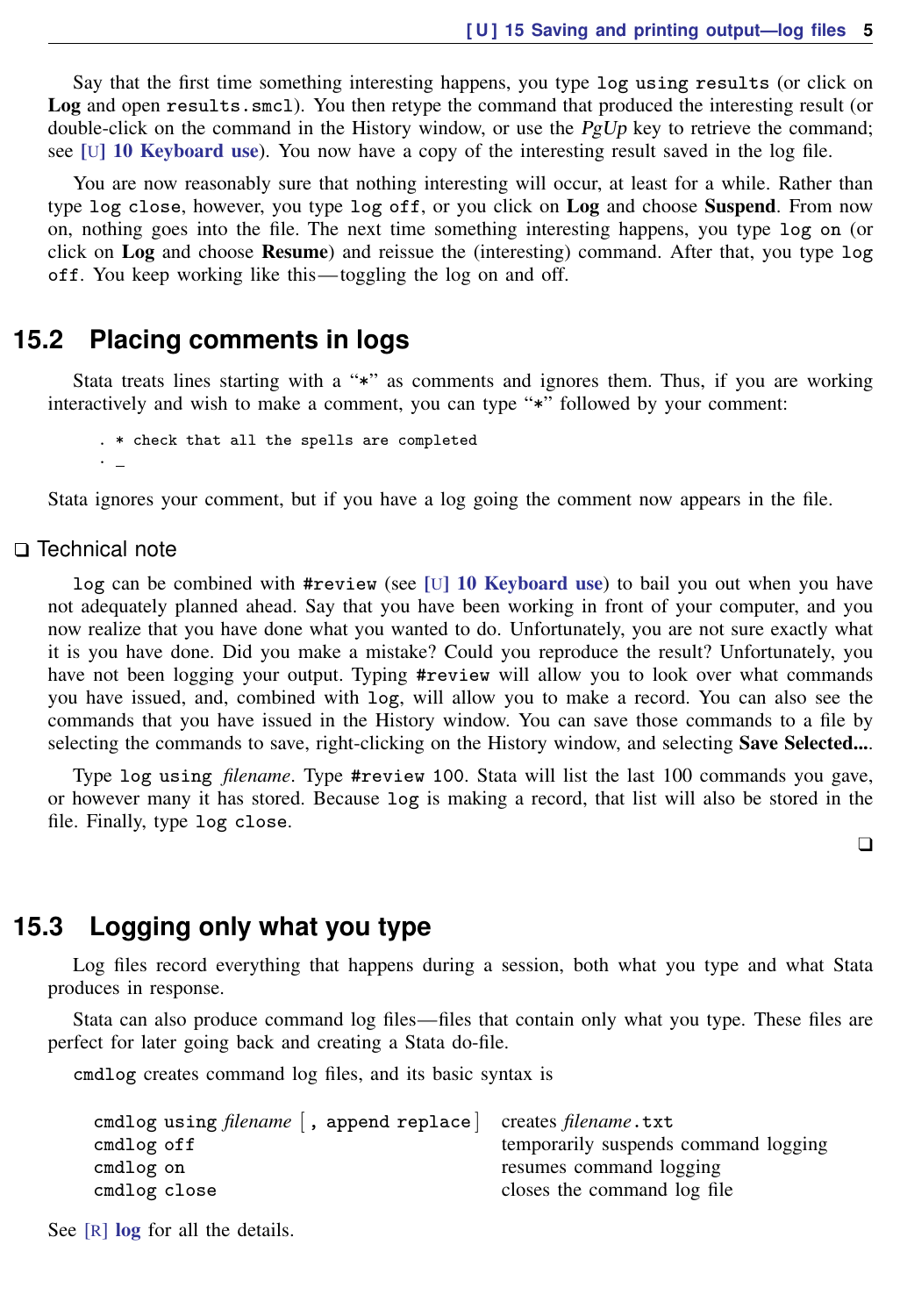Say that the first time something interesting happens, you type `log using results` (or click on **Log** and open `results.smcl`). You then retype the command that produced the interesting result (or double-click on the command in the History window, or use the *PgUp* key to retrieve the command; see [U] **10 Keyboard use**). You now have a copy of the interesting result saved in the log file.

You are now reasonably sure that nothing interesting will occur, at least for a while. Rather than type `log close`, however, you type `log off`, or you click on **Log** and choose **Suspend**. From now on, nothing goes into the file. The next time something interesting happens, you type `log on` (or click on **Log** and choose **Resume**) and reissue the (interesting) command. After that, you type `log off`. You keep working like this—toggling the log on and off.

## 15.2 Placing comments in logs

Stata treats lines starting with a "*" as comments and ignores them. Thus, if you are working interactively and wish to make a comment, you can type "*" followed by your comment:

```
. * check that all the spells are completed
. _
```

Stata ignores your comment, but if you have a log going the comment now appears in the file.

### ❑ Technical note

`log` can be combined with `#review` (see [U] **10 Keyboard use**) to bail you out when you have not adequately planned ahead. Say that you have been working in front of your computer, and you now realize that you have done what you wanted to do. Unfortunately, you are not sure exactly what it is you have done. Did you make a mistake? Could you reproduce the result? Unfortunately, you have not been logging your output. Typing `#review` will allow you to look over what commands you have issued, and, combined with `log`, will allow you to make a record. You can also see the commands that you have issued in the History window. You can save those commands to a file by selecting the commands to save, right-clicking on the History window, and selecting **Save Selected...**.

Type `log using` *filename*. Type `#review 100`. Stata will list the last 100 commands you gave, or however many it has stored. Because `log` is making a record, that list will also be stored in the file. Finally, type `log close`.

❑

## 15.3 Logging only what you type

Log files record everything that happens during a session, both what you type and what Stata produces in response.

Stata can also produce command log files—files that contain only what you type. These files are perfect for later going back and creating a Stata do-file.

`cmdlog` creates command log files, and its basic syntax is

| | |
|---|---|
| `cmdlog using` *filename* [`, append replace`] | creates *filename*`.txt` |
| `cmdlog off` | temporarily suspends command logging |
| `cmdlog on` | resumes command logging |
| `cmdlog close` | closes the command log file |

See [R] **log** for all the details.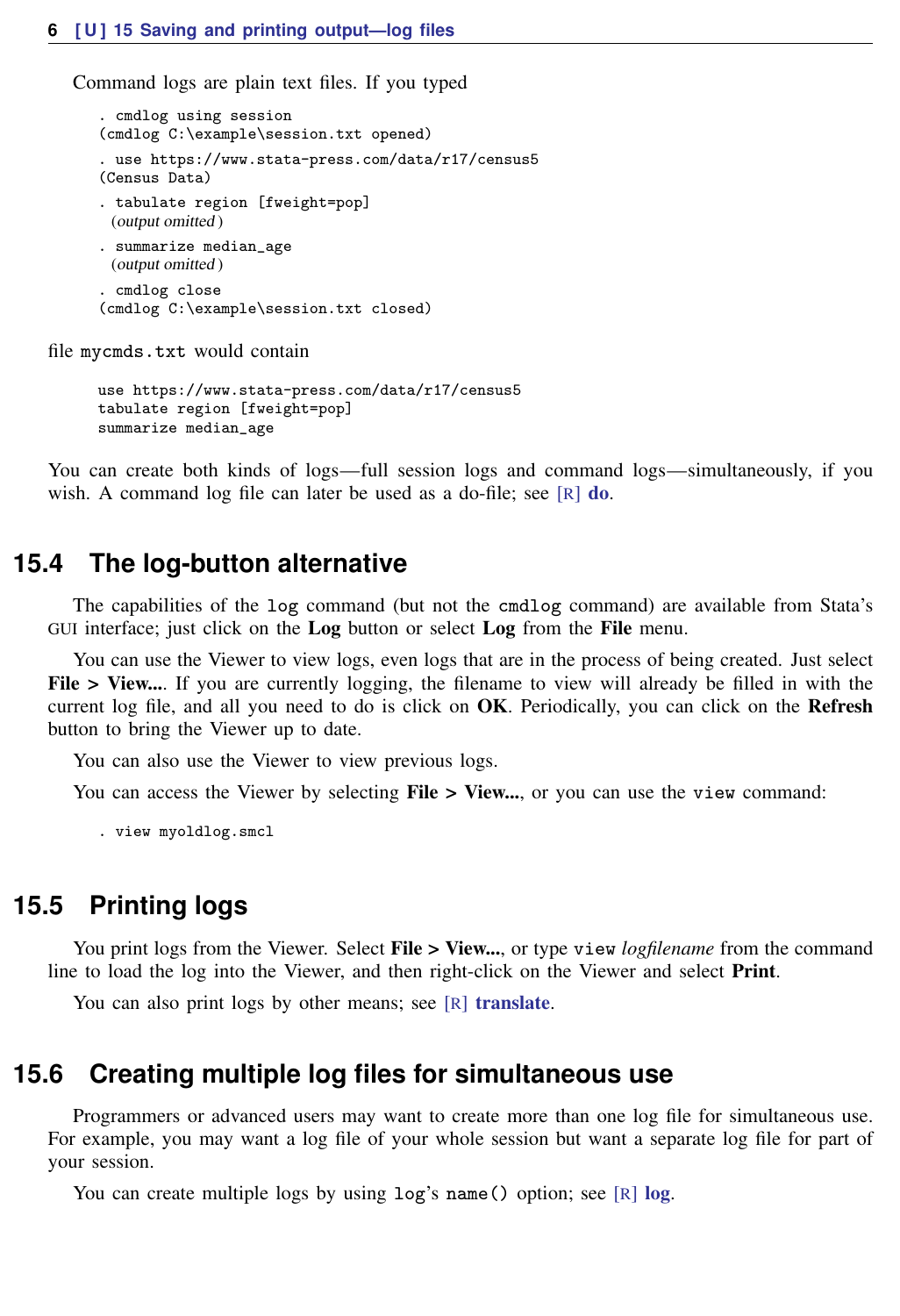Command logs are plain text files. If you typed

```
. cmdlog using session
(cmdlog C:\example\session.txt opened)
. use https://www.stata-press.com/data/r17/census5
(Census Data)
. tabulate region [fweight=pop]
  (output omitted )
. summarize median_age
  (output omitted )
. cmdlog close
(cmdlog C:\example\session.txt closed)
```

file `mycmds.txt` would contain

```
use https://www.stata-press.com/data/r17/census5
tabulate region [fweight=pop]
summarize median_age
```

You can create both kinds of logs—full session logs and command logs—simultaneously, if you wish. A command log file can later be used as a do-file; see [R] **do**.

## 15.4 The log-button alternative

The capabilities of the `log` command (but not the `cmdlog` command) are available from Stata's GUI interface; just click on the **Log** button or select **Log** from the **File** menu.

You can use the Viewer to view logs, even logs that are in the process of being created. Just select **File > View...**. If you are currently logging, the filename to view will already be filled in with the current log file, and all you need to do is click on **OK**. Periodically, you can click on the **Refresh** button to bring the Viewer up to date.

You can also use the Viewer to view previous logs.

You can access the Viewer by selecting **File > View...**, or you can use the `view` command:

```
. view myoldlog.smcl
```

## 15.5 Printing logs

You print logs from the Viewer. Select **File > View...**, or type `view` *logfilename* from the command line to load the log into the Viewer, and then right-click on the Viewer and select **Print**.

You can also print logs by other means; see [R] **translate**.

## 15.6 Creating multiple log files for simultaneous use

Programmers or advanced users may want to create more than one log file for simultaneous use. For example, you may want a log file of your whole session but want a separate log file for part of your session.

You can create multiple logs by using `log`'s `name()` option; see [R] **log**.